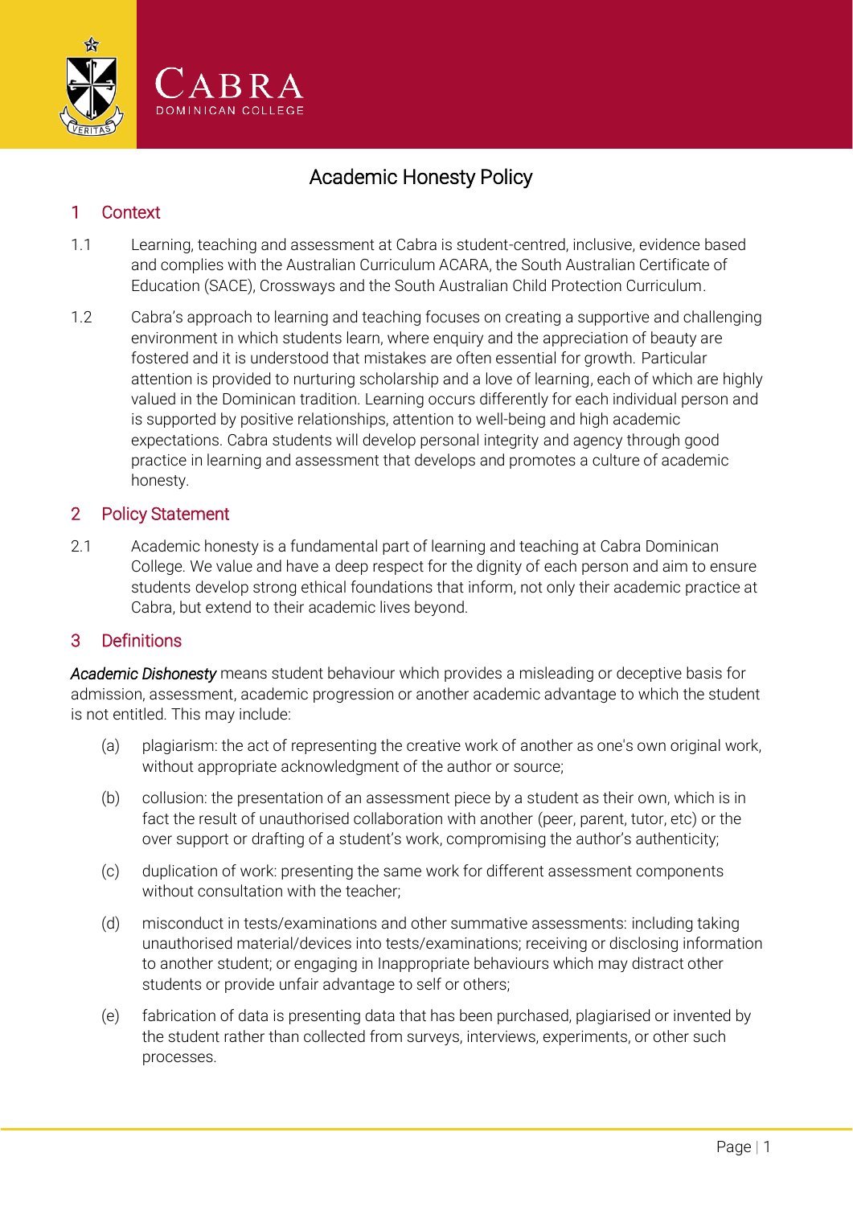CABRA
DOMINICAN COLLEGE

# Academic Honesty Policy

## 1 Context

1.1 Learning, teaching and assessment at Cabra is student-centred, inclusive, evidence based and complies with the Australian Curriculum ACARA, the South Australian Certificate of Education (SACE), Crossways and the South Australian Child Protection Curriculum.

1.2 Cabra's approach to learning and teaching focuses on creating a supportive and challenging environment in which students learn, where enquiry and the appreciation of beauty are fostered and it is understood that mistakes are often essential for growth. Particular attention is provided to nurturing scholarship and a love of learning, each of which are highly valued in the Dominican tradition. Learning occurs differently for each individual person and is supported by positive relationships, attention to well-being and high academic expectations. Cabra students will develop personal integrity and agency through good practice in learning and assessment that develops and promotes a culture of academic honesty.

## 2 Policy Statement

2.1 Academic honesty is a fundamental part of learning and teaching at Cabra Dominican College. We value and have a deep respect for the dignity of each person and aim to ensure students develop strong ethical foundations that inform, not only their academic practice at Cabra, but extend to their academic lives beyond.

## 3 Definitions

*Academic Dishonesty* means student behaviour which provides a misleading or deceptive basis for admission, assessment, academic progression or another academic advantage to which the student is not entitled. This may include:

(a) plagiarism: the act of representing the creative work of another as one's own original work, without appropriate acknowledgment of the author or source;

(b) collusion: the presentation of an assessment piece by a student as their own, which is in fact the result of unauthorised collaboration with another (peer, parent, tutor, etc) or the over support or drafting of a student's work, compromising the author's authenticity;

(c) duplication of work: presenting the same work for different assessment components without consultation with the teacher;

(d) misconduct in tests/examinations and other summative assessments: including taking unauthorised material/devices into tests/examinations; receiving or disclosing information to another student; or engaging in Inappropriate behaviours which may distract other students or provide unfair advantage to self or others;

(e) fabrication of data is presenting data that has been purchased, plagiarised or invented by the student rather than collected from surveys, interviews, experiments, or other such processes.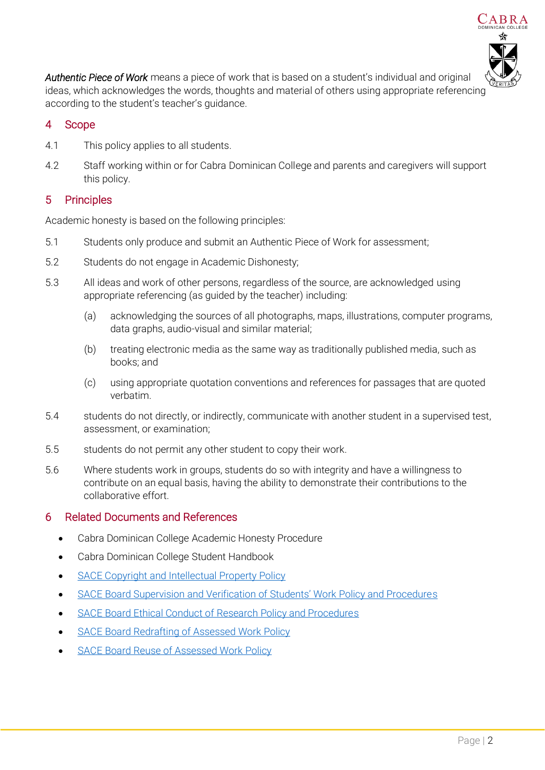*Authentic Piece of Work* means a piece of work that is based on a student's individual and original ideas, which acknowledges the words, thoughts and material of others using appropriate referencing according to the student's teacher's guidance.

## 4 Scope

4.1 This policy applies to all students.

4.2 Staff working within or for Cabra Dominican College and parents and caregivers will support this policy.

## 5 Principles

Academic honesty is based on the following principles:

5.1 Students only produce and submit an Authentic Piece of Work for assessment;

5.2 Students do not engage in Academic Dishonesty;

5.3 All ideas and work of other persons, regardless of the source, are acknowledged using appropriate referencing (as guided by the teacher) including:

- (a) acknowledging the sources of all photographs, maps, illustrations, computer programs, data graphs, audio-visual and similar material;
- (b) treating electronic media as the same way as traditionally published media, such as books; and
- (c) using appropriate quotation conventions and references for passages that are quoted verbatim.

5.4 students do not directly, or indirectly, communicate with another student in a supervised test, assessment, or examination;

5.5 students do not permit any other student to copy their work.

5.6 Where students work in groups, students do so with integrity and have a willingness to contribute on an equal basis, having the ability to demonstrate their contributions to the collaborative effort.

## 6 Related Documents and References

- Cabra Dominican College Academic Honesty Procedure
- Cabra Dominican College Student Handbook
- SACE Copyright and Intellectual Property Policy
- SACE Board Supervision and Verification of Students' Work Policy and Procedures
- SACE Board Ethical Conduct of Research Policy and Procedures
- SACE Board Redrafting of Assessed Work Policy
- SACE Board Reuse of Assessed Work Policy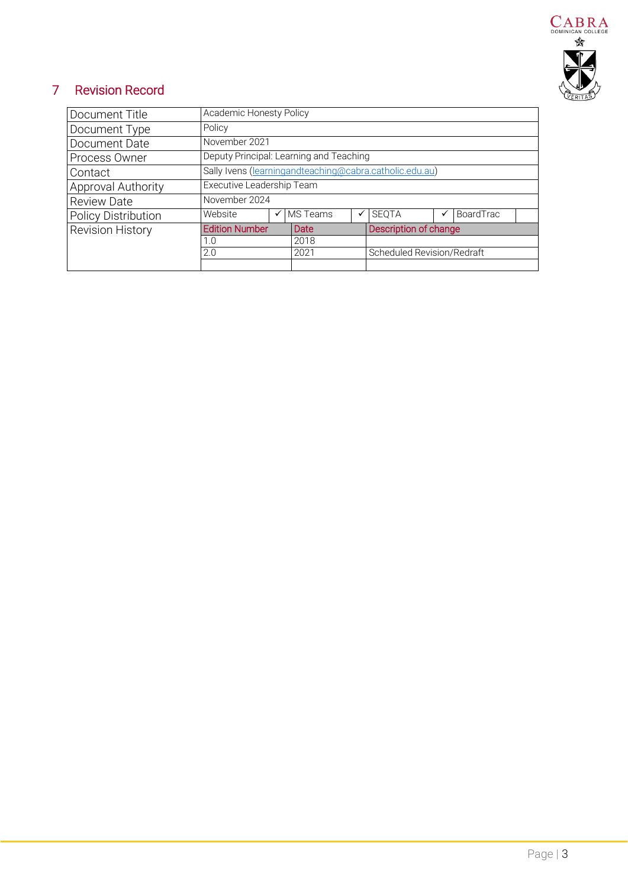## 7 Revision Record

| | | | | | | | | |
|---|---|---|---|---|---|---|---|---|
| Document Title | Academic Honesty Policy | | | | | | | |
| Document Type | Policy | | | | | | | |
| Document Date | November 2021 | | | | | | | |
| Process Owner | Deputy Principal: Learning and Teaching | | | | | | | |
| Contact | Sally Ivens (learningandteaching@cabra.catholic.edu.au) | | | | | | | |
| Approval Authority | Executive Leadership Team | | | | | | | |
| Review Date | November 2024 | | | | | | | |
| Policy Distribution | Website | ✓ | MS Teams | ✓ | SEQTA | ✓ | BoardTrac | |
| Revision History | Edition Number | | Date | | Description of change | | | |
| | 1.0 | | 2018 | | | | | |
| | 2.0 | | 2021 | | Scheduled Revision/Redraft | | | |
| | | | | | | | | |